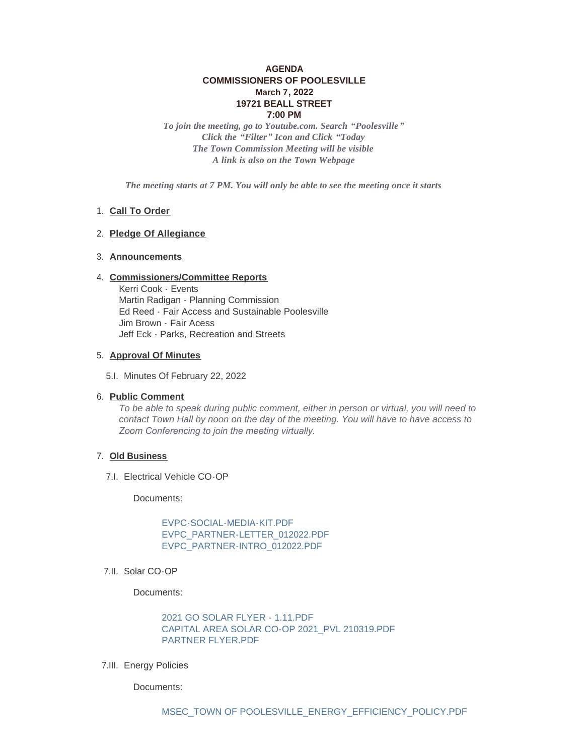**AGENDA**
**COMMISSIONERS OF POOLESVILLE**
**March 7, 2022**
**19721 BEALL STREET**
**7:00 PM**

*To join the meeting, go to Youtube.com. Search "Poolesville"*
*Click the "Filter" Icon and Click "Today*
*The Town Commission Meeting will be visible*
*A link is also on the Town Webpage*

*The meeting starts at 7 PM. You will only be able to see the meeting once it starts*

1. **Call To Order**

2. **Pledge Of Allegiance**

3. **Announcements**

4. **Commissioners/Committee Reports**
   Kerri Cook - Events
   Martin Radigan - Planning Commission
   Ed Reed - Fair Access and Sustainable Poolesville
   Jim Brown - Fair Acess
   Jeff Eck - Parks, Recreation and Streets

5. **Approval Of Minutes**

   5.I. Minutes Of February 22, 2022

6. **Public Comment**
   *To be able to speak during public comment, either in person or virtual, you will need to contact Town Hall by noon on the day of the meeting. You will have to have access to Zoom Conferencing to join the meeting virtually.*

7. **Old Business**

   7.I. Electrical Vehicle CO-OP

   Documents:

   EVPC-SOCIAL-MEDIA-KIT.PDF
   EVPC_PARTNER-LETTER_012022.PDF
   EVPC_PARTNER-INTRO_012022.PDF

   7.II. Solar CO-OP

   Documents:

   2021 GO SOLAR FLYER - 1.11.PDF
   CAPITAL AREA SOLAR CO-OP 2021_PVL 210319.PDF
   PARTNER FLYER.PDF

   7.III. Energy Policies

   Documents:

   MSEC_TOWN OF POOLESVILLE_ENERGY_EFFICIENCY_POLICY.PDF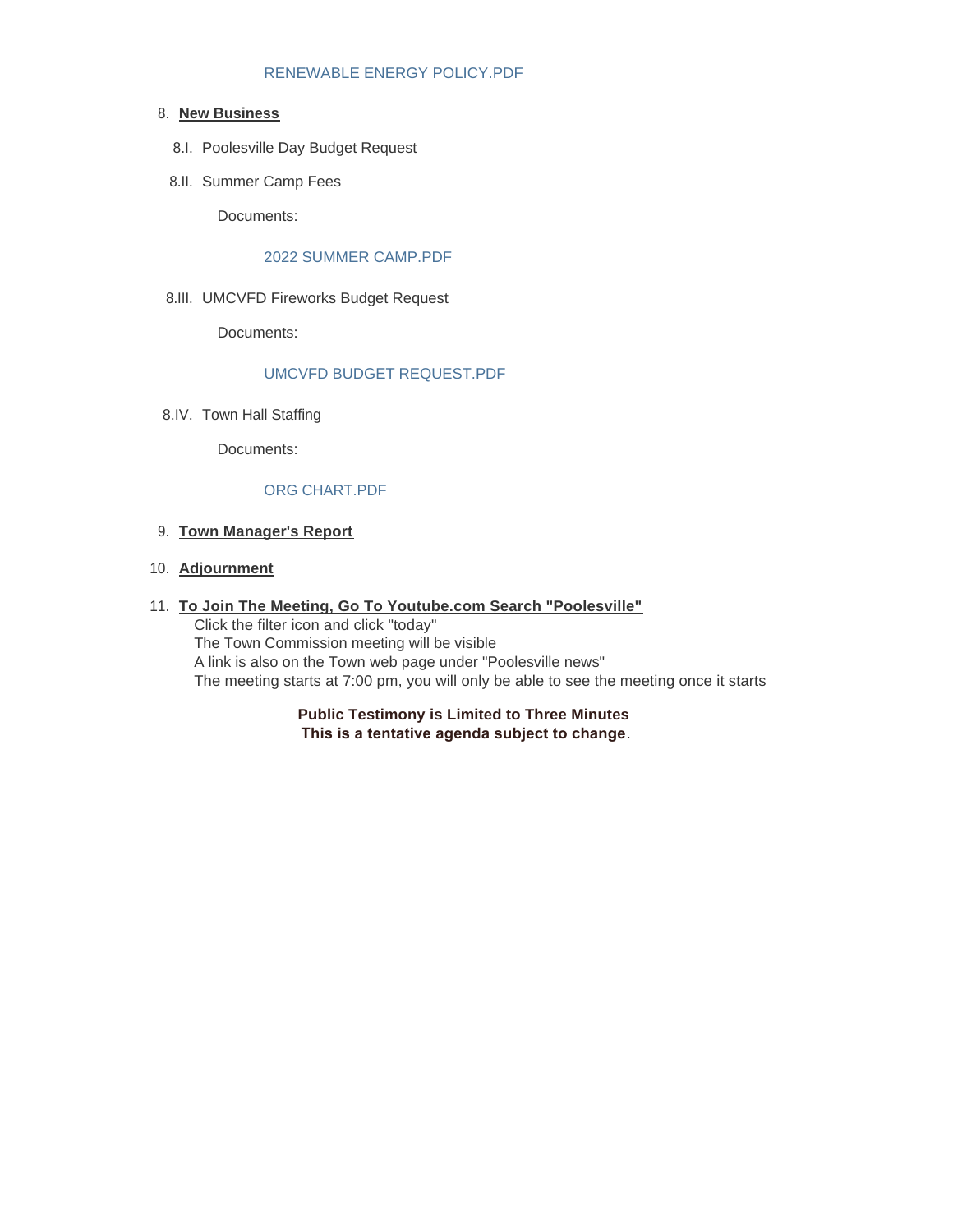RENEWABLE ENERGY POLICY.PDF

8. **New Business**

 8.I. Poolesville Day Budget Request

 8.II. Summer Camp Fees

 Documents:

 2022 SUMMER CAMP.PDF

 8.III. UMCVFD Fireworks Budget Request

 Documents:

 UMCVFD BUDGET REQUEST.PDF

 8.IV. Town Hall Staffing

 Documents:

 ORG CHART.PDF

9. **Town Manager's Report**

10. **Adjournment**

11. **To Join The Meeting, Go To Youtube.com Search "Poolesville"**
 Click the filter icon and click "today"
 The Town Commission meeting will be visible
 A link is also on the Town web page under "Poolesville news"
 The meeting starts at 7:00 pm, you will only be able to see the meeting once it starts

**Public Testimony is Limited to Three Minutes**
**This is a tentative agenda subject to change**.